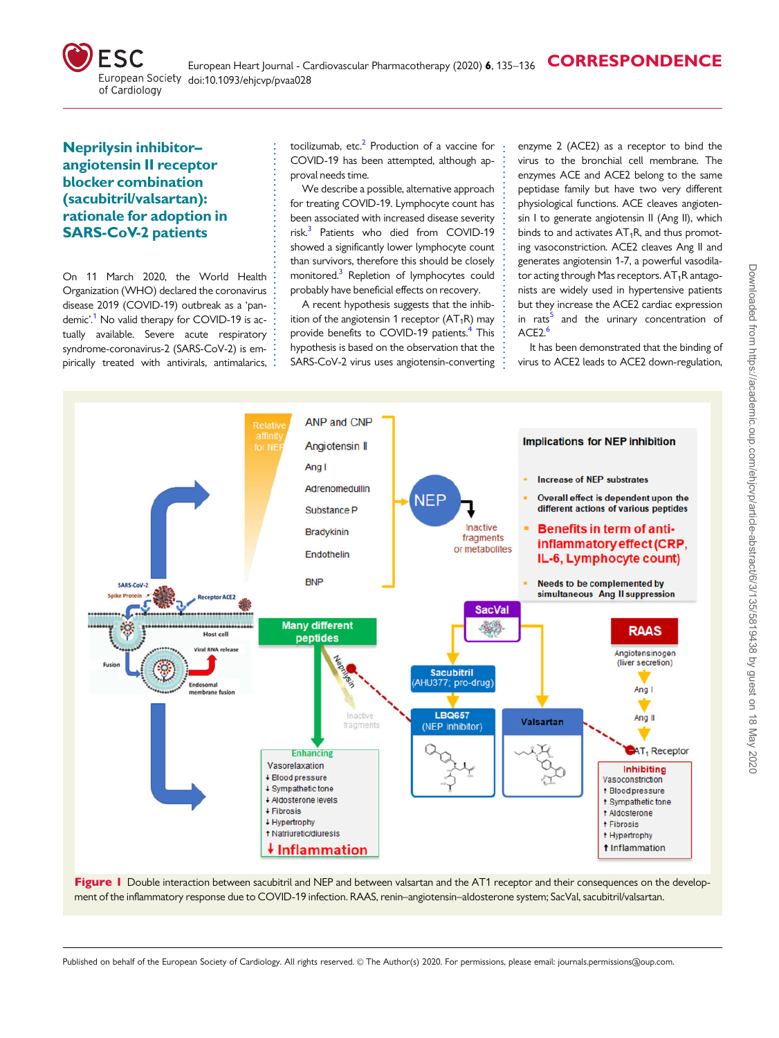CORRESPONDENCE

# Neprilysin inhibitor–angiotensin II receptor blocker combination (sacubitril/valsartan): rationale for adoption in SARS-CoV-2 patients

On 11 March 2020, the World Health Organization (WHO) declared the coronavirus disease 2019 (COVID-19) outbreak as a 'pandemic'.[1] No valid therapy for COVID-19 is actually available. Severe acute respiratory syndrome-coronavirus-2 (SARS-CoV-2) is empirically treated with antivirals, antimalarics, tocilizumab, etc.[2] Production of a vaccine for COVID-19 has been attempted, although approval needs time.

We describe a possible, alternative approach for treating COVID-19. Lymphocyte count has been associated with increased disease severity risk.[3] Patients who died from COVID-19 showed a significantly lower lymphocyte count than survivors, therefore this should be closely monitored.[3] Repletion of lymphocytes could probably have beneficial effects on recovery.

A recent hypothesis suggests that the inhibition of the angiotensin 1 receptor ($AT_1R$) may provide benefits to COVID-19 patients.[4] This hypothesis is based on the observation that the SARS-CoV-2 virus uses angiotensin-converting enzyme 2 (ACE2) as a receptor to bind the virus to the bronchial cell membrane. The enzymes ACE and ACE2 belong to the same peptidase family but have two very different physiological functions. ACE cleaves angiotensin I to generate angiotensin II (Ang II), which binds to and activates $AT_1R$, and thus promoting vasoconstriction. ACE2 cleaves Ang II and generates angiotensin 1-7, a powerful vasodilator acting through Mas receptors. $AT_1R$ antagonists are widely used in hypertensive patients but they increase the ACE2 cardiac expression in rats[5] and the urinary concentration of ACE2.[6]

It has been demonstrated that the binding of virus to ACE2 leads to ACE2 down-regulation,

**Figure 1** Double interaction between sacubitril and NEP and between valsartan and the AT1 receptor and their consequences on the development of the inflammatory response due to COVID-19 infection. RAAS, renin–angiotensin–aldosterone system; SacVal, sacubitril/valsartan.

Published on behalf of the European Society of Cardiology. All rights reserved. © The Author(s) 2020. For permissions, please email: journals.permissions@oup.com.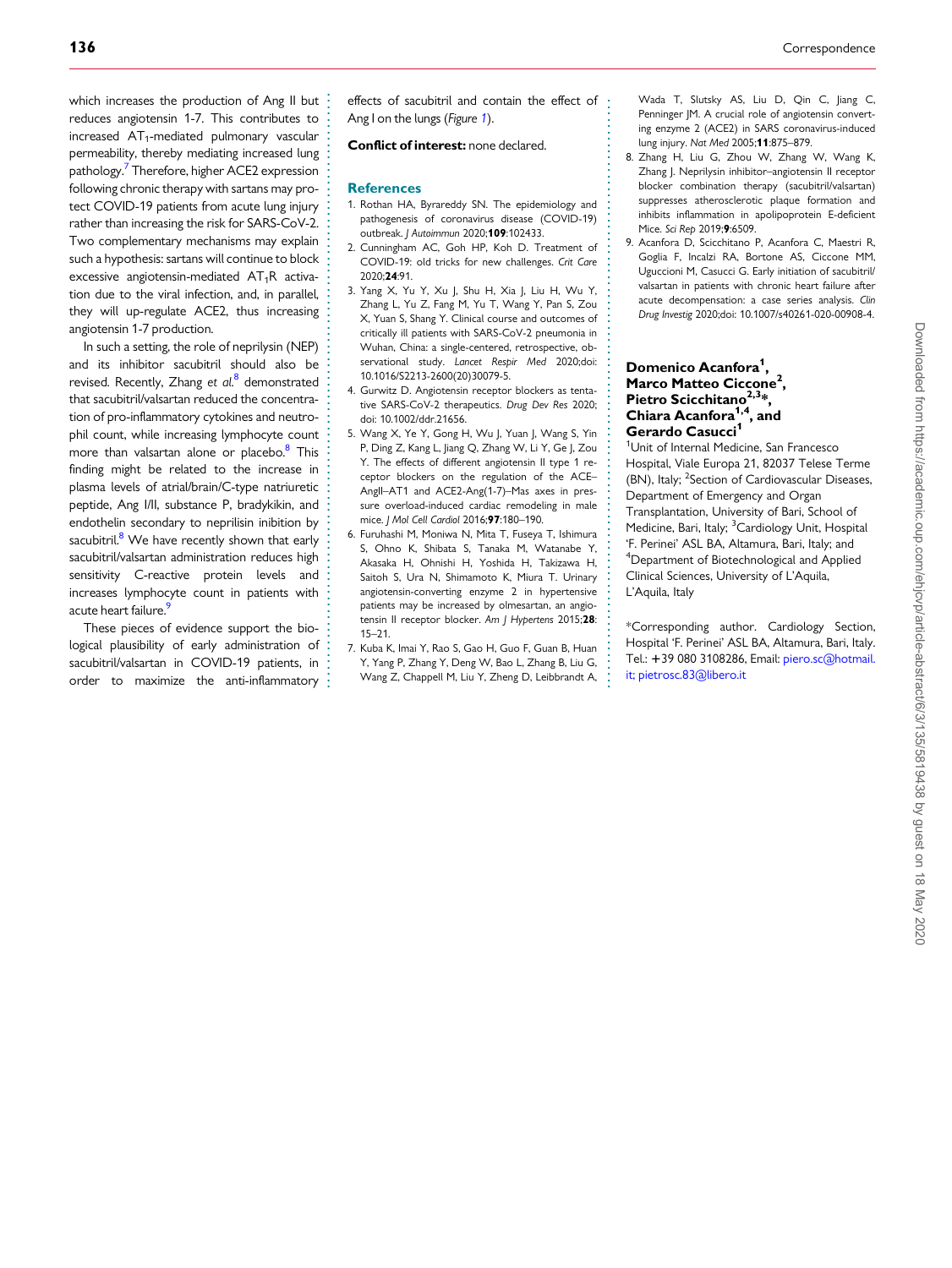which increases the production of Ang II but reduces angiotensin 1-7. This contributes to increased $AT_1$-mediated pulmonary vascular permeability, thereby mediating increased lung pathology.[7] Therefore, higher ACE2 expression following chronic therapy with sartans may protect COVID-19 patients from acute lung injury rather than increasing the risk for SARS-CoV-2. Two complementary mechanisms may explain such a hypothesis: sartans will continue to block excessive angiotensin-mediated $AT_1R$ activation due to the viral infection, and, in parallel, they will up-regulate ACE2, thus increasing angiotensin 1-7 production.

In such a setting, the role of neprilysin (NEP) and its inhibitor sacubitril should also be revised. Recently, Zhang *et al.*[8] demonstrated that sacubitril/valsartan reduced the concentration of pro-inflammatory cytokines and neutrophil count, while increasing lymphocyte count more than valsartan alone or placebo.[8] This finding might be related to the increase in plasma levels of atrial/brain/C-type natriuretic peptide, Ang I/II, substance P, bradykikin, and endothelin secondary to neprilisin inibition by sacubitril.[8] We have recently shown that early sacubitril/valsartan administration reduces high sensitivity C-reactive protein levels and increases lymphocyte count in patients with acute heart failure.[9]

These pieces of evidence support the biological plausibility of early administration of sacubitril/valsartan in COVID-19 patients, in order to maximize the anti-inflammatory effects of sacubitril and contain the effect of Ang I on the lungs (*Figure 1*).

**Conflict of interest:** none declared.

## References

1. Rothan HA, Byrareddy SN. The epidemiology and pathogenesis of coronavirus disease (COVID-19) outbreak. *J Autoimmun* 2020;**109**:102433.
2. Cunningham AC, Goh HP, Koh D. Treatment of COVID-19: old tricks for new challenges. *Crit Care* 2020;**24**:91.
3. Yang X, Yu Y, Xu J, Shu H, Xia J, Liu H, Wu Y, Zhang L, Yu Z, Fang M, Yu T, Wang Y, Pan S, Zou X, Yuan S, Shang Y. Clinical course and outcomes of critically ill patients with SARS-CoV-2 pneumonia in Wuhan, China: a single-centered, retrospective, observational study. *Lancet Respir Med* 2020;doi: 10.1016/S2213-2600(20)30079-5.
4. Gurwitz D. Angiotensin receptor blockers as tentative SARS-CoV-2 therapeutics. *Drug Dev Res* 2020; doi: 10.1002/ddr.21656.
5. Wang X, Ye Y, Gong H, Wu J, Yuan J, Wang S, Yin P, Ding Z, Kang L, Jiang Q, Zhang W, Li Y, Ge J, Zou Y. The effects of different angiotensin II type 1 receptor blockers on the regulation of the ACE–AngII–AT1 and ACE2-Ang(1-7)–Mas axes in pressure overload-induced cardiac remodeling in male mice. *J Mol Cell Cardiol* 2016;**97**:180–190.
6. Furuhashi M, Moniwa N, Mita T, Fuseya T, Ishimura S, Ohno K, Shibata S, Tanaka M, Watanabe Y, Akasaka H, Ohnishi H, Yoshida H, Takizawa H, Saitoh S, Ura N, Shimamoto K, Miura T. Urinary angiotensin-converting enzyme 2 in hypertensive patients may be increased by olmesartan, an angiotensin II receptor blocker. *Am J Hypertens* 2015;**28**: 15–21.
7. Kuba K, Imai Y, Rao S, Gao H, Guo F, Guan B, Huan Y, Yang P, Zhang Y, Deng W, Bao L, Zhang B, Liu G, Wang Z, Chappell M, Liu Y, Zheng D, Leibbrandt A, Wada T, Slutsky AS, Liu D, Qin C, Jiang C, Penninger JM. A crucial role of angiotensin converting enzyme 2 (ACE2) in SARS coronavirus-induced lung injury. *Nat Med* 2005;**11**:875–879.
8. Zhang H, Liu G, Zhou W, Zhang W, Wang K, Zhang J. Neprilysin inhibitor–angiotensin II receptor blocker combination therapy (sacubitril/valsartan) suppresses atherosclerotic plaque formation and inhibits inflammation in apolipoprotein E-deficient Mice. *Sci Rep* 2019;**9**:6509.
9. Acanfora D, Scicchitano P, Acanfora C, Maestri R, Goglia F, Incalzi RA, Bortone AS, Ciccone MM, Uguccioni M, Casucci G. Early initiation of sacubitril/valsartan in patients with chronic heart failure after acute decompensation: a case series analysis. *Clin Drug Investig* 2020;doi: 10.1007/s40261-020-00908-4.

**Domenico Acanfora[1], Marco Matteo Ciccone[2], Pietro Scicchitano[2,3]\*, Chiara Acanfora[1,4], and Gerardo Casucci[1]**

[1]Unit of Internal Medicine, San Francesco Hospital, Viale Europa 21, 82037 Telese Terme (BN), Italy; [2]Section of Cardiovascular Diseases, Department of Emergency and Organ Transplantation, University of Bari, School of Medicine, Bari, Italy; [3]Cardiology Unit, Hospital 'F. Perinei' ASL BA, Altamura, Bari, Italy; and [4]Department of Biotechnological and Applied Clinical Sciences, University of L'Aquila, L'Aquila, Italy

\*Corresponding author. Cardiology Section, Hospital 'F. Perinei' ASL BA, Altamura, Bari, Italy. Tel.: +39 080 3108286, Email: piero.sc@hotmail.it; pietrosc.83@libero.it